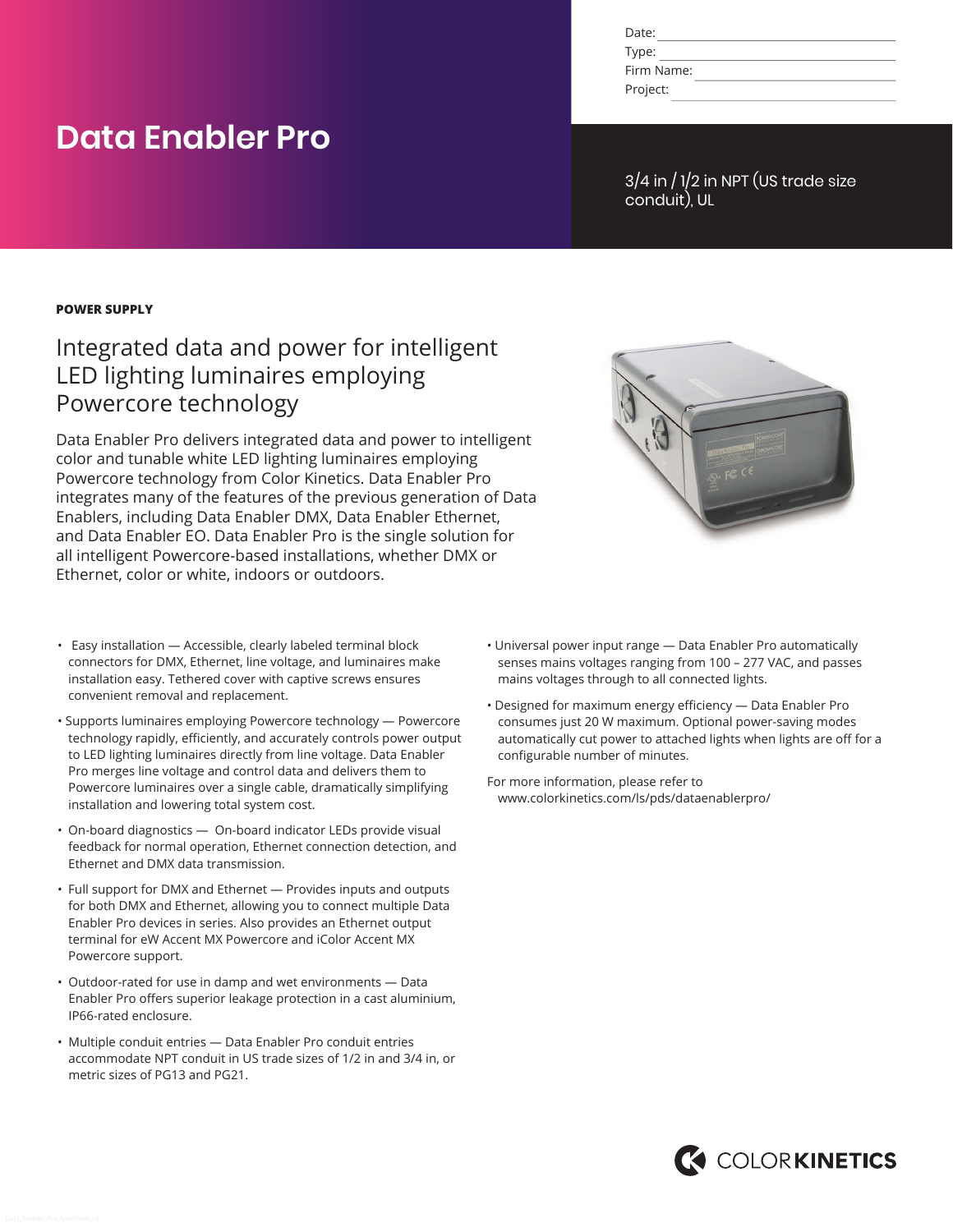Date:
Type:
Firm Name:
Project:

# Data Enabler Pro

3/4 in / 1/2 in NPT (US trade size conduit), UL

**POWER SUPPLY**

## Integrated data and power for intelligent LED lighting luminaires employing Powercore technology

Data Enabler Pro delivers integrated data and power to intelligent color and tunable white LED lighting luminaires employing Powercore technology from Color Kinetics. Data Enabler Pro integrates many of the features of the previous generation of Data Enablers, including Data Enabler DMX, Data Enabler Ethernet, and Data Enabler EO. Data Enabler Pro is the single solution for all intelligent Powercore-based installations, whether DMX or Ethernet, color or white, indoors or outdoors.

- Easy installation — Accessible, clearly labeled terminal block connectors for DMX, Ethernet, line voltage, and luminaires make installation easy. Tethered cover with captive screws ensures convenient removal and replacement.
- Supports luminaires employing Powercore technology — Powercore technology rapidly, efficiently, and accurately controls power output to LED lighting luminaires directly from line voltage. Data Enabler Pro merges line voltage and control data and delivers them to Powercore luminaires over a single cable, dramatically simplifying installation and lowering total system cost.
- On-board diagnostics — On-board indicator LEDs provide visual feedback for normal operation, Ethernet connection detection, and Ethernet and DMX data transmission.
- Full support for DMX and Ethernet — Provides inputs and outputs for both DMX and Ethernet, allowing you to connect multiple Data Enabler Pro devices in series. Also provides an Ethernet output terminal for eW Accent MX Powercore and iColor Accent MX Powercore support.
- Outdoor-rated for use in damp and wet environments — Data Enabler Pro offers superior leakage protection in a cast aluminium, IP66-rated enclosure.
- Multiple conduit entries — Data Enabler Pro conduit entries accommodate NPT conduit in US trade sizes of 1/2 in and 3/4 in, or metric sizes of PG13 and PG21.
- Universal power input range — Data Enabler Pro automatically senses mains voltages ranging from 100 – 277 VAC, and passes mains voltages through to all connected lights.
- Designed for maximum energy efficiency — Data Enabler Pro consumes just 20 W maximum. Optional power-saving modes automatically cut power to attached lights when lights are off for a configurable number of minutes.

For more information, please refer to www.colorkinetics.com/ls/pds/dataenablerpro/

COLOR KINETICS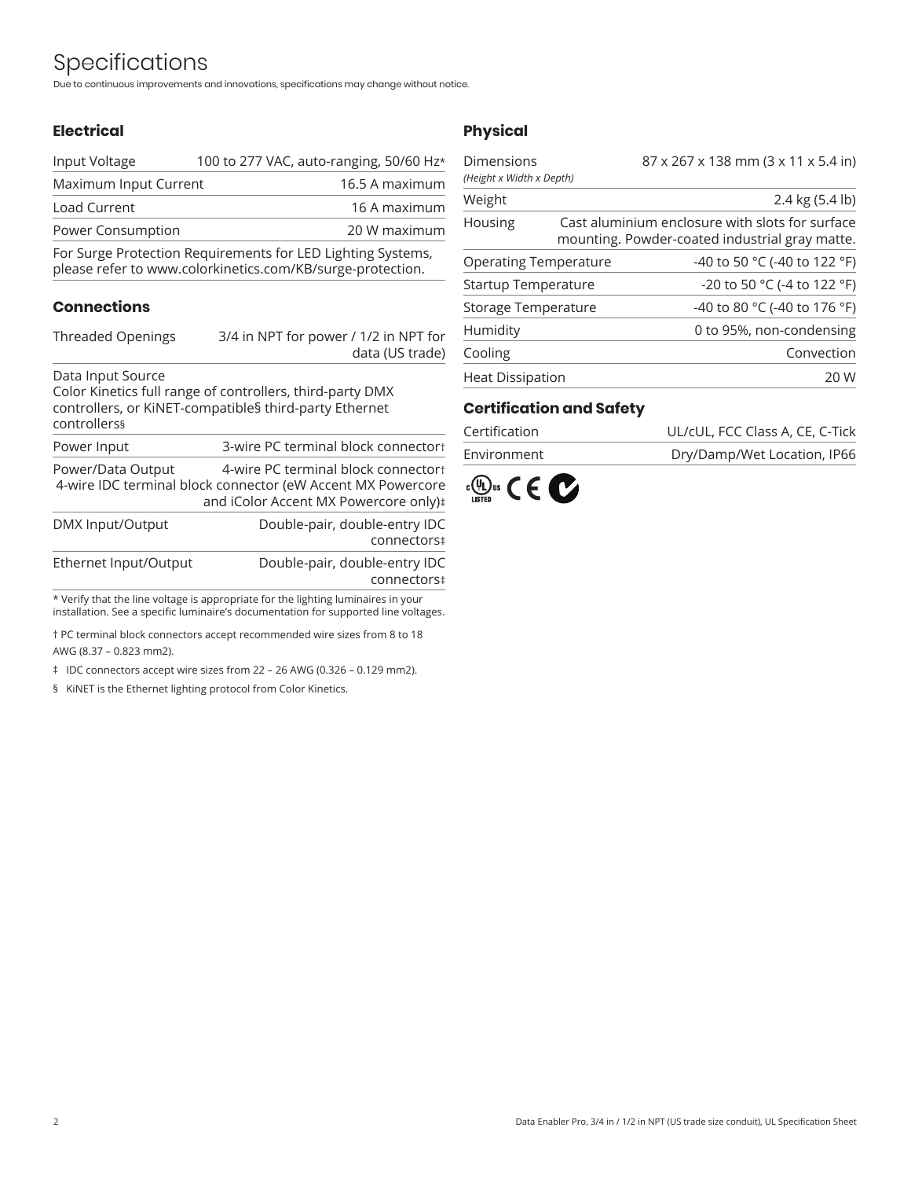# Specifications

Due to continuous improvements and innovations, specifications may change without notice.

## Electrical

| | |
|---|---|
| Input Voltage | 100 to 277 VAC, auto-ranging, 50/60 Hz* |
| Maximum Input Current | 16.5 A maximum |
| Load Current | 16 A maximum |
| Power Consumption | 20 W maximum |

For Surge Protection Requirements for LED Lighting Systems, please refer to www.colorkinetics.com/KB/surge-protection.

## Connections

| | |
|---|---|
| Threaded Openings | 3/4 in NPT for power / 1/2 in NPT for data (US trade) |

Data Input Source
Color Kinetics full range of controllers, third-party DMX controllers, or KiNET-compatible§ third-party Ethernet controllers§

| | |
|---|---|
| Power Input | 3-wire PC terminal block connector† |
| Power/Data Output | 4-wire PC terminal block connector† 4-wire IDC terminal block connector (eW Accent MX Powercore and iColor Accent MX Powercore only)‡ |
| DMX Input/Output | Double-pair, double-entry IDC connectors‡ |
| Ethernet Input/Output | Double-pair, double-entry IDC connectors‡ |

* Verify that the line voltage is appropriate for the lighting luminaires in your installation. See a specific luminaire's documentation for supported line voltages.

† PC terminal block connectors accept recommended wire sizes from 8 to 18 AWG (8.37 – 0.823 mm2).

‡ IDC connectors accept wire sizes from 22 – 26 AWG (0.326 – 0.129 mm2).

§ KiNET is the Ethernet lighting protocol from Color Kinetics.

## Physical

| | |
|---|---|
| Dimensions *(Height x Width x Depth)* | 87 x 267 x 138 mm (3 x 11 x 5.4 in) |
| Weight | 2.4 kg (5.4 lb) |
| Housing | Cast aluminium enclosure with slots for surface mounting. Powder-coated industrial gray matte. |
| Operating Temperature | -40 to 50 °C (-40 to 122 °F) |
| Startup Temperature | -20 to 50 °C (-4 to 122 °F) |
| Storage Temperature | -40 to 80 °C (-40 to 176 °F) |
| Humidity | 0 to 95%, non-condensing |
| Cooling | Convection |
| Heat Dissipation | 20 W |

## Certification and Safety

| | |
|---|---|
| Certification | UL/cUL, FCC Class A, CE, C-Tick |
| Environment | Dry/Damp/Wet Location, IP66 |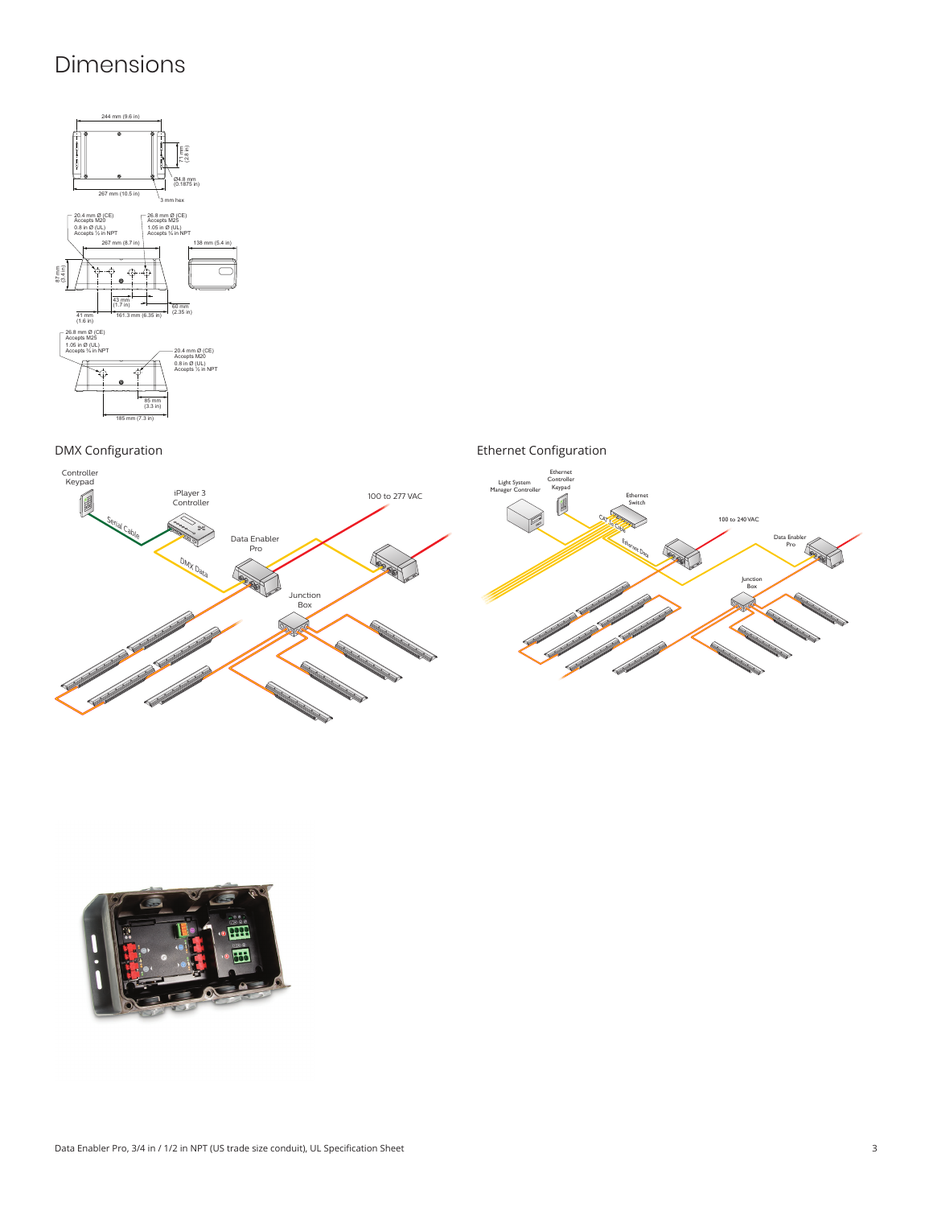# Dimensions

244 mm (9.6 in)

71 mm (2.8 in)

Ø4.8 mm (0.1875 in)

267 mm (10.5 in)

3 mm hex

20.4 mm Ø (CE) Accepts M20
0.8 in Ø (UL) Accepts ½ in NPT

26.8 mm Ø (CE) Accepts M25
1.05 in Ø (UL) Accepts ¾ in NPT

267 mm (8.7 in)

138 mm (5.4 in)

87 mm (3.4 in)

43 mm (1.7 in)

60 mm (2.35 in)

41 mm (1.6 in)

161.3 mm (6.35 in)

26.8 mm Ø (CE) Accepts M25
1.05 in Ø (UL) Accepts ¾ in NPT

20.4 mm Ø (CE) Accepts M20
0.8 in Ø (UL) Accepts ½ in NPT

85 mm (3.3 in)

185 mm (7.3 in)

## DMX Configuration

Controller Keypad

iPlayer 3 Controller

Serial Cable

DMX Data

Data Enabler Pro

100 to 277 VAC

Junction Box

## Ethernet Configuration

Light System Manager Controller

Ethernet Controller Keypad

Ethernet Switch

CAT 5e Cable

Ethernet Data

100 to 240 VAC

Data Enabler Pro

Junction Box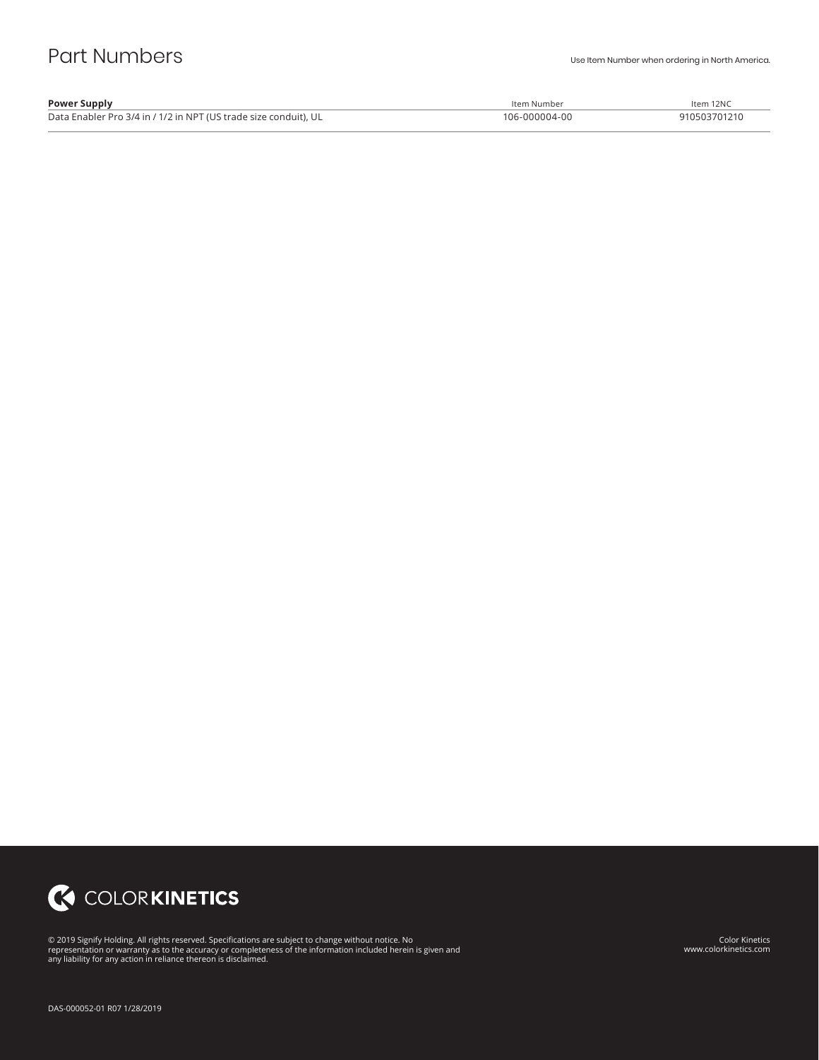# Part Numbers

Use Item Number when ordering in North America.

| Power Supply | Item Number | Item 12NC |
| --- | --- | --- |
| Data Enabler Pro 3/4 in / 1/2 in NPT (US trade size conduit), UL | 106-000004-00 | 910503701210 |

COLOR KINETICS

© 2019 Signify Holding. All rights reserved. Specifications are subject to change without notice. No representation or warranty as to the accuracy or completeness of the information included herein is given and any liability for any action in reliance thereon is disclaimed.

Color Kinetics
www.colorkinetics.com

DAS-000052-01 R07 1/28/2019